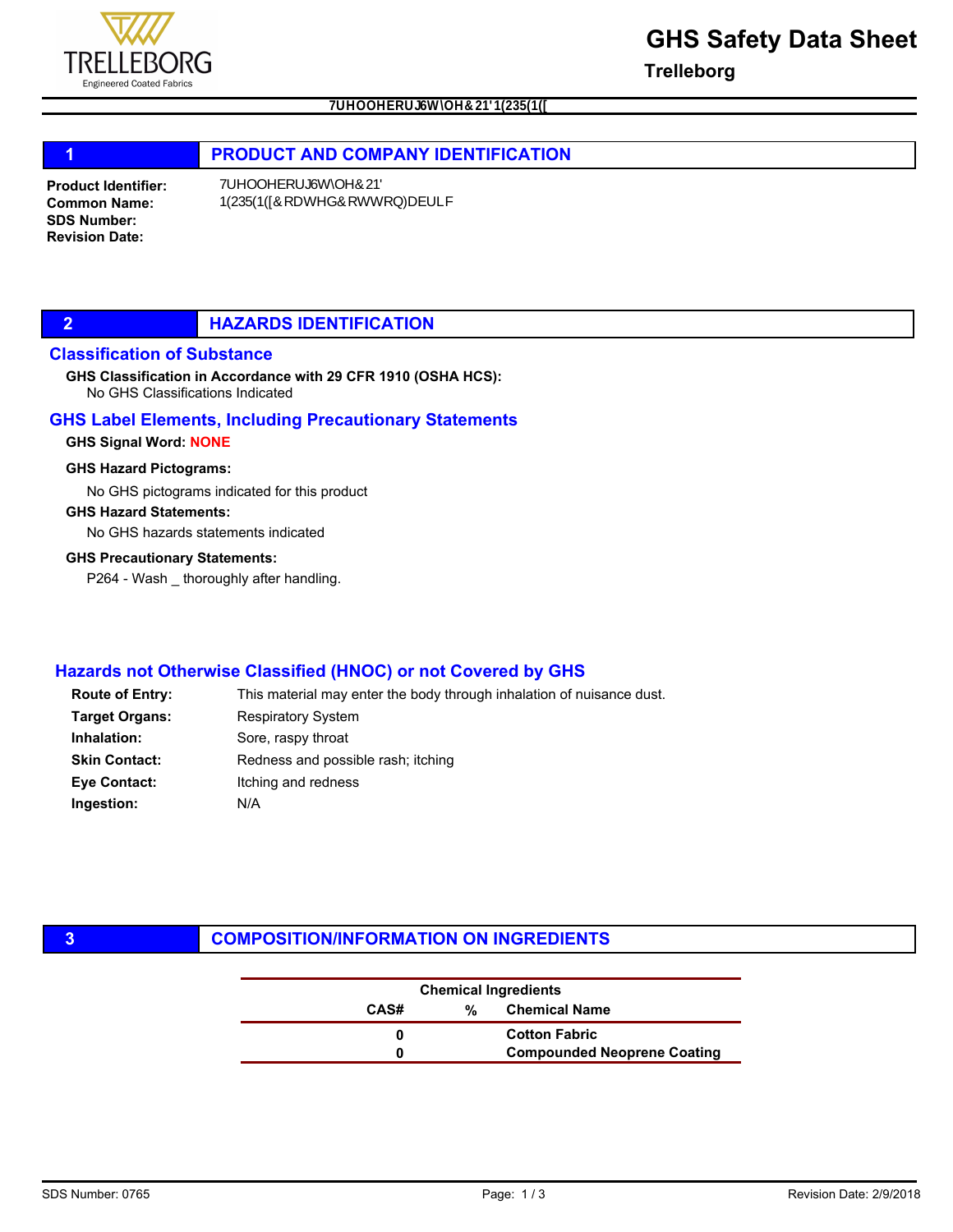# GHS Safety Data Sheet

**Trelleborg**

7UHOOHERUJ6W\OH&21'1(235(1([

## 1 PRODUCT AND COMPANY IDENTIFICATION

**Product Identifier:** 7UHOOHERUJ6W\OH&21'

**Common Name:** 1(235(1([&RDWHG&RWWRQ)DEULF

**SDS Number:**

**Revision Date:**

## 2 HAZARDS IDENTIFICATION

### Classification of Substance

**GHS Classification in Accordance with 29 CFR 1910 (OSHA HCS):**

No GHS Classifications Indicated

### GHS Label Elements, Including Precautionary Statements

**GHS Signal Word:** NONE

**GHS Hazard Pictograms:**

No GHS pictograms indicated for this product

**GHS Hazard Statements:**

No GHS hazards statements indicated

**GHS Precautionary Statements:**

P264 - Wash _ thoroughly after handling.

### Hazards not Otherwise Classified (HNOC) or not Covered by GHS

**Route of Entry:** This material may enter the body through inhalation of nuisance dust.

**Target Organs:** Respiratory System

**Inhalation:** Sore, raspy throat

**Skin Contact:** Redness and possible rash; itching

**Eye Contact:** Itching and redness

**Ingestion:** N/A

## 3 COMPOSITION/INFORMATION ON INGREDIENTS

**Chemical Ingredients**

| CAS# | % | Chemical Name |
|---|---|---|
| 0 | | Cotton Fabric |
| 0 | | Compounded Neoprene Coating |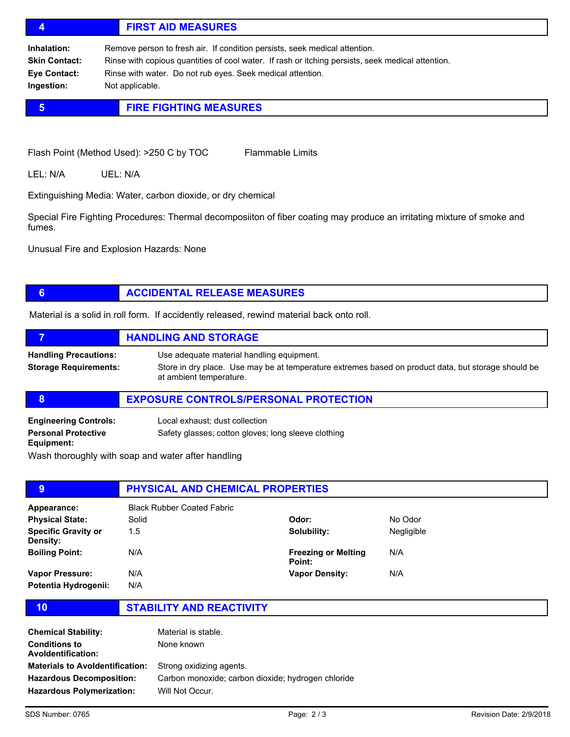## 4 FIRST AID MEASURES

**Inhalation:** Remove person to fresh air. If condition persists, seek medical attention.

**Skin Contact:** Rinse with copious quantities of cool water. If rash or itching persists, seek medical attention.

**Eye Contact:** Rinse with water. Do not rub eyes. Seek medical attention.

**Ingestion:** Not applicable.

## 5 FIRE FIGHTING MEASURES

Flash Point (Method Used): >250 C by TOC     Flammable Limits

LEL: N/A     UEL: N/A

Extinguishing Media: Water, carbon dioxide, or dry chemical

Special Fire Fighting Procedures: Thermal decomposiiton of fiber coating may produce an irritating mixture of smoke and fumes.

Unusual Fire and Explosion Hazards: None

## 6 ACCIDENTAL RELEASE MEASURES

Material is a solid in roll form. If accidently released, rewind material back onto roll.

## 7 HANDLING AND STORAGE

**Handling Precautions:** Use adequate material handling equipment.

**Storage Requirements:** Store in dry place. Use may be at temperature extremes based on product data, but storage should be at ambient temperature.

## 8 EXPOSURE CONTROLS/PERSONAL PROTECTION

**Engineering Controls:** Local exhaust; dust collection

**Personal Protective Equipment:** Safety glasses; cotton gloves; long sleeve clothing

Wash thoroughly with soap and water after handling

## 9 PHYSICAL AND CHEMICAL PROPERTIES

| | | | |
|---|---|---|---|
| **Appearance:** | Black Rubber Coated Fabric | | |
| **Physical State:** | Solid | **Odor:** | No Odor |
| **Specific Gravity or Density:** | 1.5 | **Solubility:** | Negligible |
| **Boiling Point:** | N/A | **Freezing or Melting Point:** | N/A |
| **Vapor Pressure:** | N/A | **Vapor Density:** | N/A |
| **Potentia Hydrogenii:** | N/A | | |

## 10 STABILITY AND REACTIVITY

**Chemical Stability:** Material is stable.

**Conditions to AvoIdentification:** None known

**Materials to AvoIdentification:** Strong oxidizing agents.

**Hazardous Decomposition:** Carbon monoxide; carbon dioxide; hydrogen chloride

**Hazardous Polymerization:** Will Not Occur.

SDS Number: 0765     Revision Date: 2/9/2018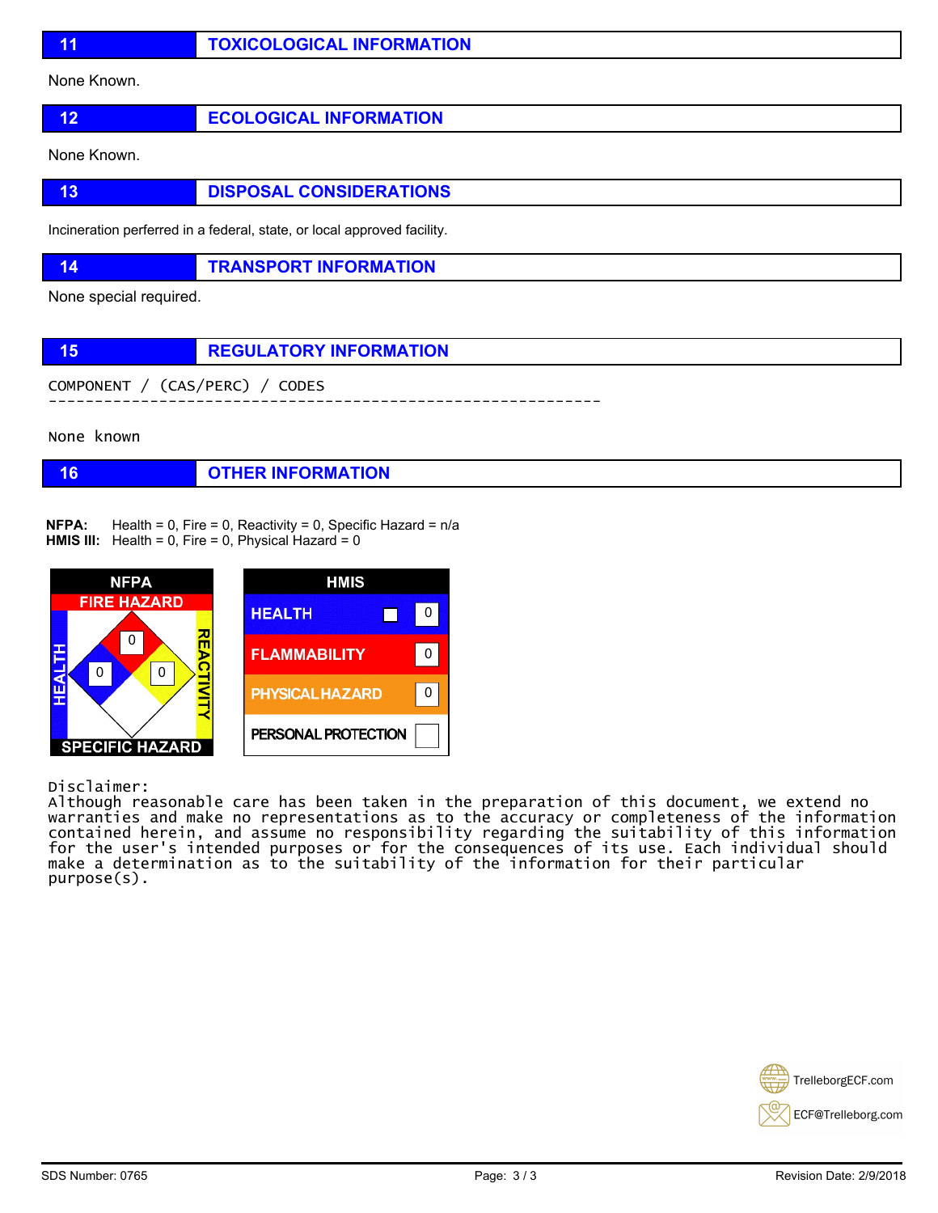## 11 TOXICOLOGICAL INFORMATION

None Known.

## 12 ECOLOGICAL INFORMATION

None Known.

## 13 DISPOSAL CONSIDERATIONS

Incineration perferred in a federal, state, or local approved facility.

## 14 TRANSPORT INFORMATION

None special required.

## 15 REGULATORY INFORMATION

```
COMPONENT / (CAS/PERC) / CODES
-----------------------------------------------------------
```

None known

## 16 OTHER INFORMATION

**NFPA:** Health = 0, Fire = 0, Reactivity = 0, Specific Hazard = n/a
**HMIS III:** Health = 0, Fire = 0, Physical Hazard = 0

NFPA

FIRE HAZARD: 0
HEALTH: 0
REACTIVITY: 0
SPECIFIC HAZARD

| HMIS | |
|---|---|
| HEALTH | 0 |
| FLAMMABILITY | 0 |
| PHYSICAL HAZARD | 0 |
| PERSONAL PROTECTION | |

Disclaimer:
Although reasonable care has been taken in the preparation of this document, we extend no warranties and make no representations as to the accuracy or completeness of the information contained herein, and assume no responsibility regarding the suitability of this information for the user's intended purposes or for the consequences of its use. Each individual should make a determination as to the suitability of the information for their particular purpose(s).

TrelleborgECF.com
ECF@Trelleborg.com

SDS Number: 0765 Revision Date: 2/9/2018